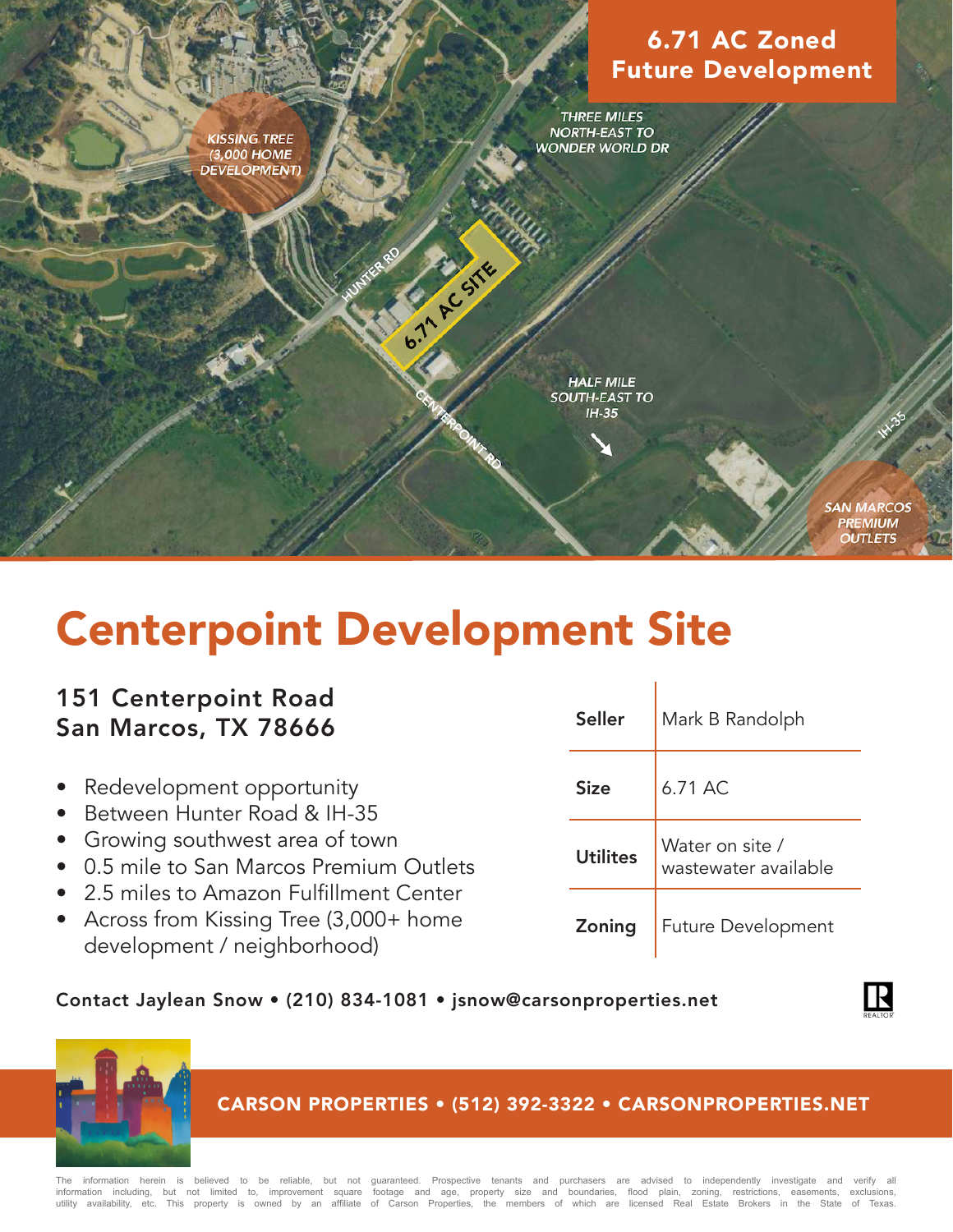# 6.71 AC Zoned Future Development

KISSING TREE (3,000 HOME DEVELOPMENT)

THREE MILES NORTH-EAST TO WONDER WORLD DR

HUNTER RD

6.71 AC SITE

CENTERPOINT RD

HALF MILE SOUTH-EAST TO IH-35

IH-35

SAN MARCOS PREMIUM OUTLETS

# Centerpoint Development Site

### 151 Centerpoint Road
### San Marcos, TX 78666

- Redevelopment opportunity
- Between Hunter Road & IH-35
- Growing southwest area of town
- 0.5 mile to San Marcos Premium Outlets
- 2.5 miles to Amazon Fulfillment Center
- Across from Kissing Tree (3,000+ home development / neighborhood)

| | |
|---|---|
| **Seller** | Mark B Randolph |
| **Size** | 6.71 AC |
| **Utilites** | Water on site / wastewater available |
| **Zoning** | Future Development |

**Contact Jaylean Snow • (210) 834-1081 • jsnow@carsonproperties.net**

**CARSON PROPERTIES • (512) 392-3322 • CARSONPROPERTIES.NET**

The information herein is believed to be reliable, but not guaranteed. Prospective tenants and purchasers are advised to independently investigate and verify all information including, but not limited to, improvement square footage and age, property size and boundaries, flood plain, zoning, restrictions, easements, exclusions, utility availability, etc. This property is owned by an affiliate of Carson Properties, the members of which are licensed Real Estate Brokers in the State of Texas.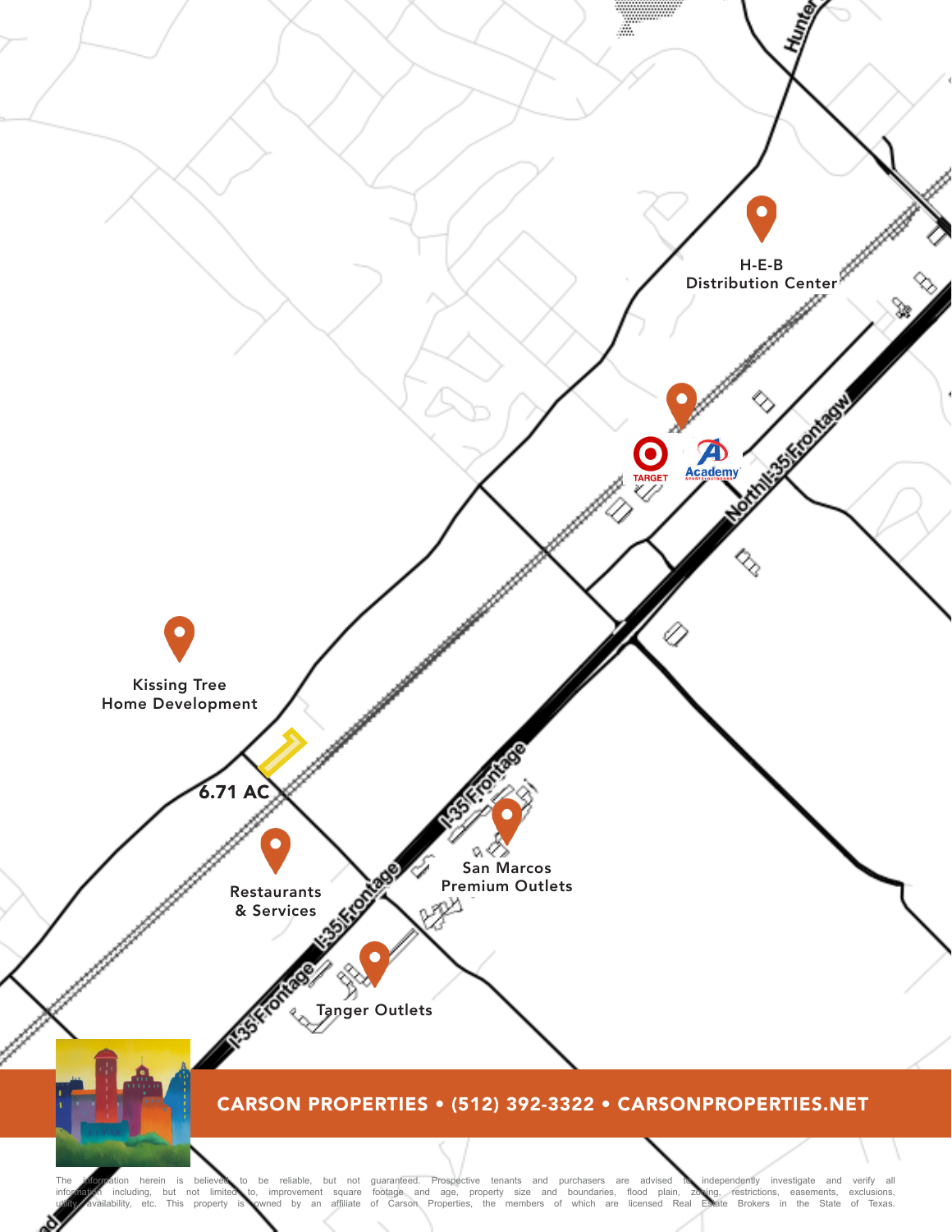H-E-B Distribution Center

TARGET

Academy

Kissing Tree Home Development

6.71 AC

Restaurants & Services

San Marcos Premium Outlets

Tanger Outlets

I-35 Frontage

North I-35 Frontage

**CARSON PROPERTIES • (512) 392-3322 • CARSONPROPERTIES.NET**

The information herein is believed to be reliable, but not guaranteed. Prospective tenants and purchasers are advised to independently investigate and verify all information including, but not limited to, improvement square footage and age, property size and boundaries, flood plain, zoning, restrictions, easements, exclusions, utility availability, etc. This property is owned by an affiliate of Carson Properties, the members of which are licensed Real Estate Brokers in the State of Texas.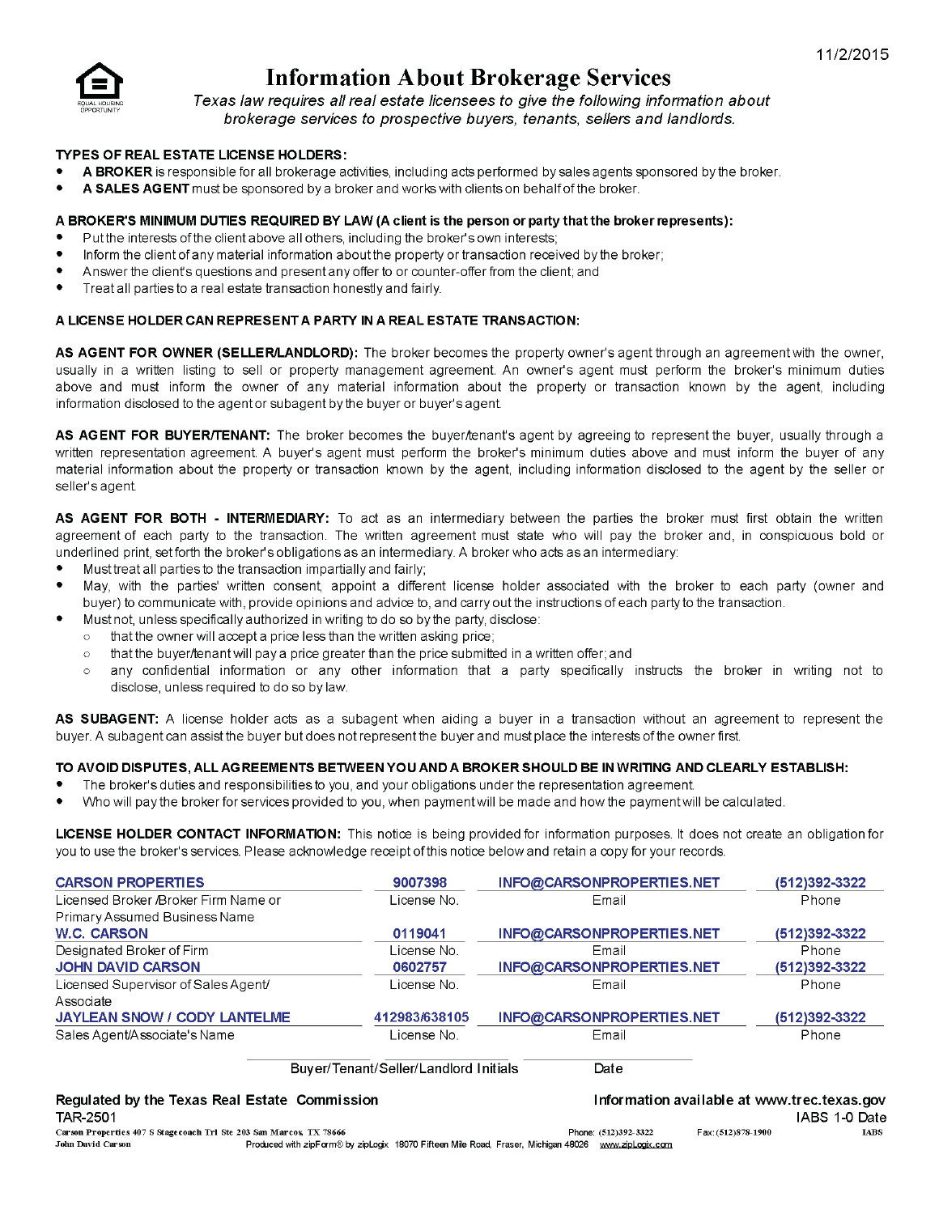11/2/2015

EQUAL HOUSING OPPORTUNITY

# Information About Brokerage Services

*Texas law requires all real estate licensees to give the following information about brokerage services to prospective buyers, tenants, sellers and landlords.*

**TYPES OF REAL ESTATE LICENSE HOLDERS:**

- **A BROKER** is responsible for all brokerage activities, including acts performed by sales agents sponsored by the broker.
- **A SALES AGENT** must be sponsored by a broker and works with clients on behalf of the broker.

**A BROKER'S MINIMUM DUTIES REQUIRED BY LAW (A client is the person or party that the broker represents):**

- Put the interests of the client above all others, including the broker's own interests;
- Inform the client of any material information about the property or transaction received by the broker;
- Answer the client's questions and present any offer to or counter-offer from the client; and
- Treat all parties to a real estate transaction honestly and fairly.

**A LICENSE HOLDER CAN REPRESENT A PARTY IN A REAL ESTATE TRANSACTION:**

**AS AGENT FOR OWNER (SELLER/LANDLORD):** The broker becomes the property owner's agent through an agreement with the owner, usually in a written listing to sell or property management agreement. An owner's agent must perform the broker's minimum duties above and must inform the owner of any material information about the property or transaction known by the agent, including information disclosed to the agent or subagent by the buyer or buyer's agent.

**AS AGENT FOR BUYER/TENANT:** The broker becomes the buyer/tenant's agent by agreeing to represent the buyer, usually through a written representation agreement. A buyer's agent must perform the broker's minimum duties above and must inform the buyer of any material information about the property or transaction known by the agent, including information disclosed to the agent by the seller or seller's agent.

**AS AGENT FOR BOTH - INTERMEDIARY:** To act as an intermediary between the parties the broker must first obtain the written agreement of each party to the transaction. The written agreement must state who will pay the broker and, in conspicuous bold or underlined print, set forth the broker's obligations as an intermediary. A broker who acts as an intermediary:

- Must treat all parties to the transaction impartially and fairly;
- May, with the parties' written consent, appoint a different license holder associated with the broker to each party (owner and buyer) to communicate with, provide opinions and advice to, and carry out the instructions of each party to the transaction.
- Must not, unless specifically authorized in writing to do so by the party, disclose:
  - that the owner will accept a price less than the written asking price;
  - that the buyer/tenant will pay a price greater than the price submitted in a written offer; and
  - any confidential information or any other information that a party specifically instructs the broker in writing not to disclose, unless required to do so by law.

**AS SUBAGENT:** A license holder acts as a subagent when aiding a buyer in a transaction without an agreement to represent the buyer. A subagent can assist the buyer but does not represent the buyer and must place the interests of the owner first.

**TO AVOID DISPUTES, ALL AGREEMENTS BETWEEN YOU AND A BROKER SHOULD BE IN WRITING AND CLEARLY ESTABLISH:**

- The broker's duties and responsibilities to you, and your obligations under the representation agreement.
- Who will pay the broker for services provided to you, when payment will be made and how the payment will be calculated.

**LICENSE HOLDER CONTACT INFORMATION:** This notice is being provided for information purposes. It does not create an obligation for you to use the broker's services. Please acknowledge receipt of this notice below and retain a copy for your records.

| | | | |
|---|---|---|---|
| CARSON PROPERTIES | 9007398 | INFO@CARSONPROPERTIES.NET | (512)392-3322 |
| Licensed Broker /Broker Firm Name or Primary Assumed Business Name | License No. | Email | Phone |
| W.C. CARSON | 0119041 | INFO@CARSONPROPERTIES.NET | (512)392-3322 |
| Designated Broker of Firm | License No. | Email | Phone |
| JOHN DAVID CARSON | 0602757 | INFO@CARSONPROPERTIES.NET | (512)392-3322 |
| Licensed Supervisor of Sales Agent/ Associate | License No. | Email | Phone |
| JAYLEAN SNOW / CODY LANTELME | 412983/638105 | INFO@CARSONPROPERTIES.NET | (512)392-3322 |
| Sales Agent/Associate's Name | License No. | Email | Phone |

Buyer/Tenant/Seller/Landlord Initials ____________ Date ____________

**Regulated by the Texas Real Estate Commission** — **Information available at www.trec.texas.gov**

TAR-2501 — IABS 1-0 Date

Carson Properties 407 S Stagecoach Trl Ste 203 San Marcos, TX 78666 — Phone: (512)392-3322 — Fax: (512)878-1900 — IABS

John David Carson — Produced with zipForm® by zipLogix 18070 Fifteen Mile Road, Fraser, Michigan 48026 www.zipLogix.com